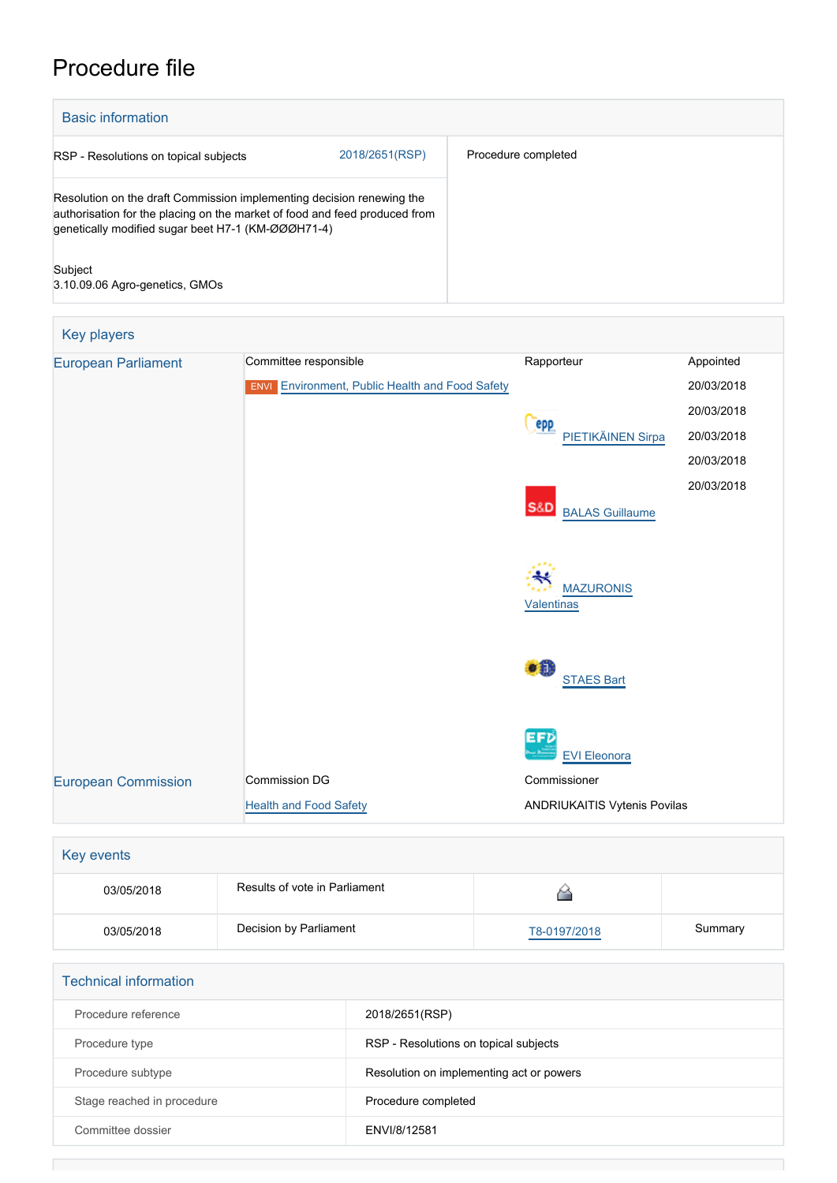# Procedure file

## Basic information

| | |
|---|---|
| RSP - Resolutions on topical subjects 2018/2651(RSP) | Procedure completed |
| Resolution on the draft Commission implementing decision renewing the authorisation for the placing on the market of food and feed produced from genetically modified sugar beet H7-1 (KM-ØØØH71-4) | |
| Subject<br>3.10.09.06 Agro-genetics, GMOs | |

## Key players

| | | | |
|---|---|---|---|
| European Parliament | Committee responsible | Rapporteur | Appointed |
| | ENVI Environment, Public Health and Food Safety | | 20/03/2018 |
| | | PIETIKÄINEN Sirpa | 20/03/2018 |
| | | BALAS Guillaume | 20/03/2018 |
| | | MAZURONIS Valentinas | 20/03/2018 |
| | | STAES Bart | 20/03/2018 |
| | | EVI Eleonora | |
| European Commission | Commission DG | Commissioner | |
| | Health and Food Safety | ANDRIUKAITIS Vytenis Povilas | |

## Key events

| | | | |
|---|---|---|---|
| 03/05/2018 | Results of vote in Parliament | | |
| 03/05/2018 | Decision by Parliament | T8-0197/2018 | Summary |

## Technical information

| | |
|---|---|
| Procedure reference | 2018/2651(RSP) |
| Procedure type | RSP - Resolutions on topical subjects |
| Procedure subtype | Resolution on implementing act or powers |
| Stage reached in procedure | Procedure completed |
| Committee dossier | ENVI/8/12581 |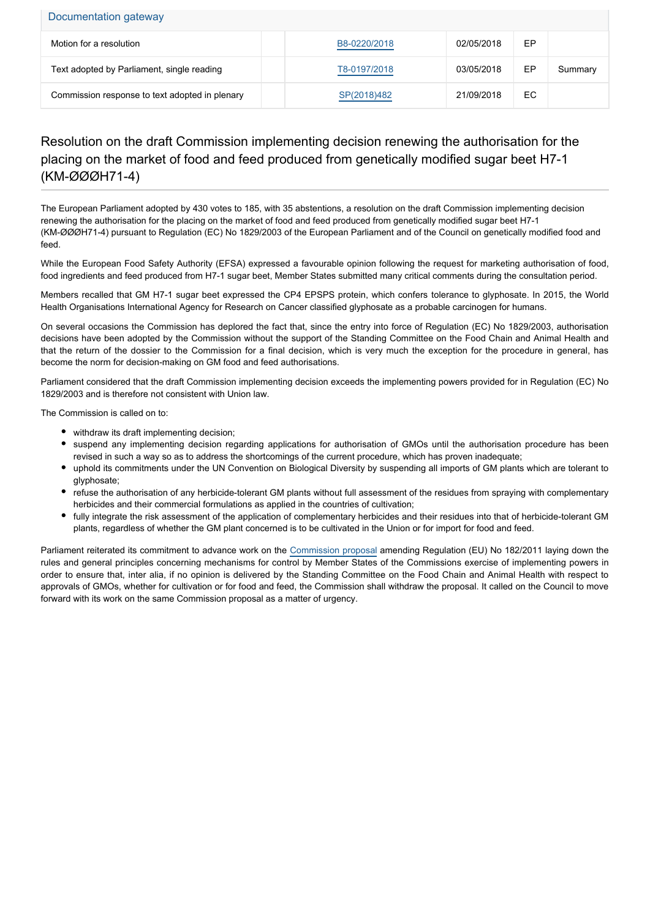| Documentation gateway | | | | | |
|---|---|---|---|---|---|
| Motion for a resolution | | B8-0220/2018 | 02/05/2018 | EP | |
| Text adopted by Parliament, single reading | | T8-0197/2018 | 03/05/2018 | EP | Summary |
| Commission response to text adopted in plenary | | SP(2018)482 | 21/09/2018 | EC | |

## Resolution on the draft Commission implementing decision renewing the authorisation for the placing on the market of food and feed produced from genetically modified sugar beet H7-1 (KM-ØØØH71-4)

The European Parliament adopted by 430 votes to 185, with 35 abstentions, a resolution on the draft Commission implementing decision renewing the authorisation for the placing on the market of food and feed produced from genetically modified sugar beet H7-1 (KM-ØØØH71-4) pursuant to Regulation (EC) No 1829/2003 of the European Parliament and of the Council on genetically modified food and feed.

While the European Food Safety Authority (EFSA) expressed a favourable opinion following the request for marketing authorisation of food, food ingredients and feed produced from H7-1 sugar beet, Member States submitted many critical comments during the consultation period.

Members recalled that GM H7-1 sugar beet expressed the CP4 EPSPS protein, which confers tolerance to glyphosate. In 2015, the World Health Organisations International Agency for Research on Cancer classified glyphosate as a probable carcinogen for humans.

On several occasions the Commission has deplored the fact that, since the entry into force of Regulation (EC) No 1829/2003, authorisation decisions have been adopted by the Commission without the support of the Standing Committee on the Food Chain and Animal Health and that the return of the dossier to the Commission for a final decision, which is very much the exception for the procedure in general, has become the norm for decision-making on GM food and feed authorisations.

Parliament considered that the draft Commission implementing decision exceeds the implementing powers provided for in Regulation (EC) No 1829/2003 and is therefore not consistent with Union law.

The Commission is called on to:

- withdraw its draft implementing decision;
- suspend any implementing decision regarding applications for authorisation of GMOs until the authorisation procedure has been revised in such a way so as to address the shortcomings of the current procedure, which has proven inadequate;
- uphold its commitments under the UN Convention on Biological Diversity by suspending all imports of GM plants which are tolerant to glyphosate;
- refuse the authorisation of any herbicide-tolerant GM plants without full assessment of the residues from spraying with complementary herbicides and their commercial formulations as applied in the countries of cultivation;
- fully integrate the risk assessment of the application of complementary herbicides and their residues into that of herbicide-tolerant GM plants, regardless of whether the GM plant concerned is to be cultivated in the Union or for import for food and feed.

Parliament reiterated its commitment to advance work on the Commission proposal amending Regulation (EU) No 182/2011 laying down the rules and general principles concerning mechanisms for control by Member States of the Commissions exercise of implementing powers in order to ensure that, inter alia, if no opinion is delivered by the Standing Committee on the Food Chain and Animal Health with respect to approvals of GMOs, whether for cultivation or for food and feed, the Commission shall withdraw the proposal. It called on the Council to move forward with its work on the same Commission proposal as a matter of urgency.